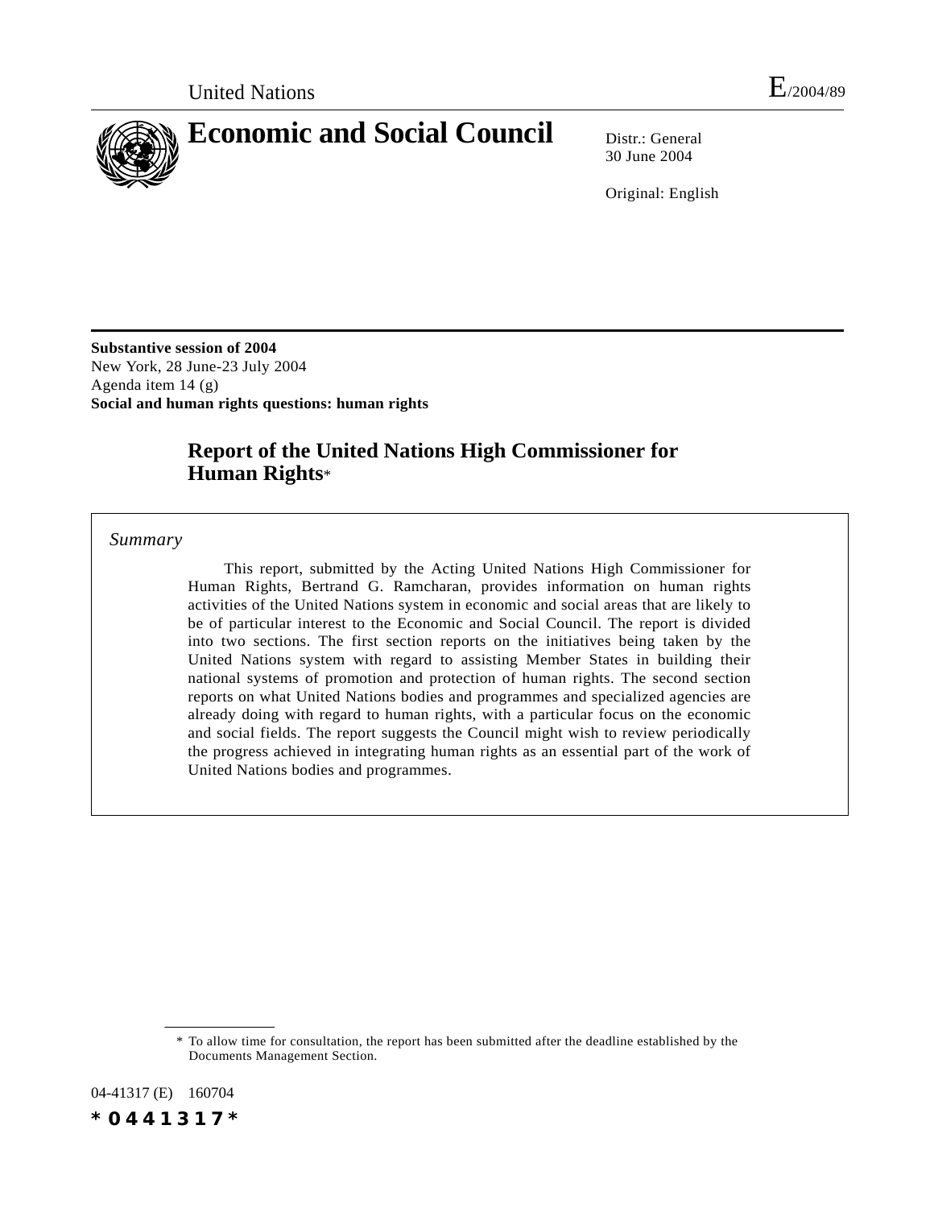United Nations

E/2004/89

# Economic and Social Council

Distr.: General
30 June 2004

Original: English

**Substantive session of 2004**
New York, 28 June-23 July 2004
Agenda item 14 (g)
**Social and human rights questions: human rights**

## Report of the United Nations High Commissioner for Human Rights*

*Summary*

This report, submitted by the Acting United Nations High Commissioner for Human Rights, Bertrand G. Ramcharan, provides information on human rights activities of the United Nations system in economic and social areas that are likely to be of particular interest to the Economic and Social Council. The report is divided into two sections. The first section reports on the initiatives being taken by the United Nations system with regard to assisting Member States in building their national systems of promotion and protection of human rights. The second section reports on what United Nations bodies and programmes and specialized agencies are already doing with regard to human rights, with a particular focus on the economic and social fields. The report suggests the Council might wish to review periodically the progress achieved in integrating human rights as an essential part of the work of United Nations bodies and programmes.

\* To allow time for consultation, the report has been submitted after the deadline established by the Documents Management Section.

04-41317 (E) 160704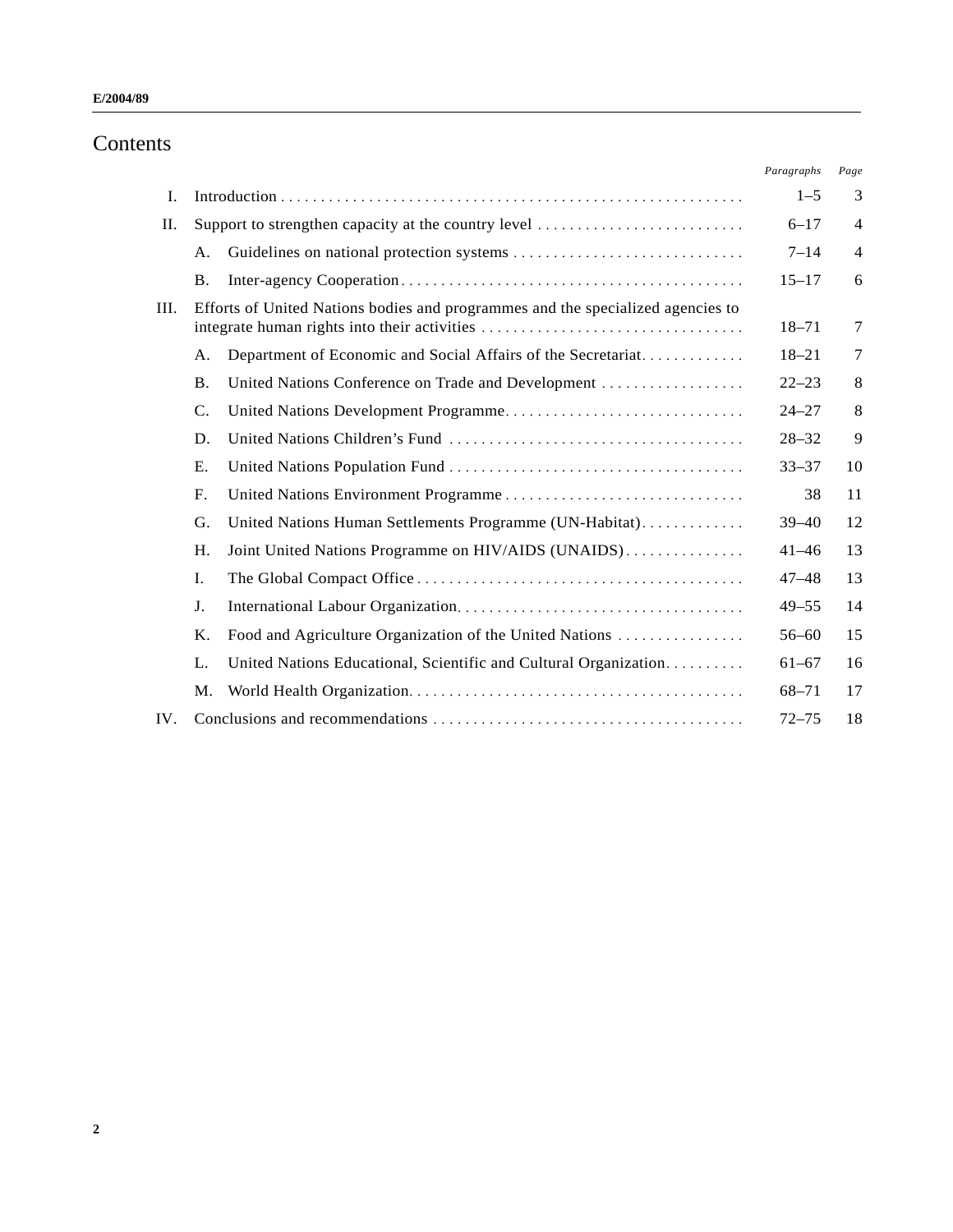# Contents

| | | Paragraphs | Page |
|---|---|---|---|
| I. | Introduction | 1–5 | 3 |
| II. | Support to strengthen capacity at the country level | 6–17 | 4 |
| | A. Guidelines on national protection systems | 7–14 | 4 |
| | B. Inter-agency Cooperation | 15–17 | 6 |
| III. | Efforts of United Nations bodies and programmes and the specialized agencies to integrate human rights into their activities | 18–71 | 7 |
| | A. Department of Economic and Social Affairs of the Secretariat | 18–21 | 7 |
| | B. United Nations Conference on Trade and Development | 22–23 | 8 |
| | C. United Nations Development Programme | 24–27 | 8 |
| | D. United Nations Children's Fund | 28–32 | 9 |
| | E. United Nations Population Fund | 33–37 | 10 |
| | F. United Nations Environment Programme | 38 | 11 |
| | G. United Nations Human Settlements Programme (UN-Habitat) | 39–40 | 12 |
| | H. Joint United Nations Programme on HIV/AIDS (UNAIDS) | 41–46 | 13 |
| | I. The Global Compact Office | 47–48 | 13 |
| | J. International Labour Organization | 49–55 | 14 |
| | K. Food and Agriculture Organization of the United Nations | 56–60 | 15 |
| | L. United Nations Educational, Scientific and Cultural Organization | 61–67 | 16 |
| | M. World Health Organization | 68–71 | 17 |
| IV. | Conclusions and recommendations | 72–75 | 18 |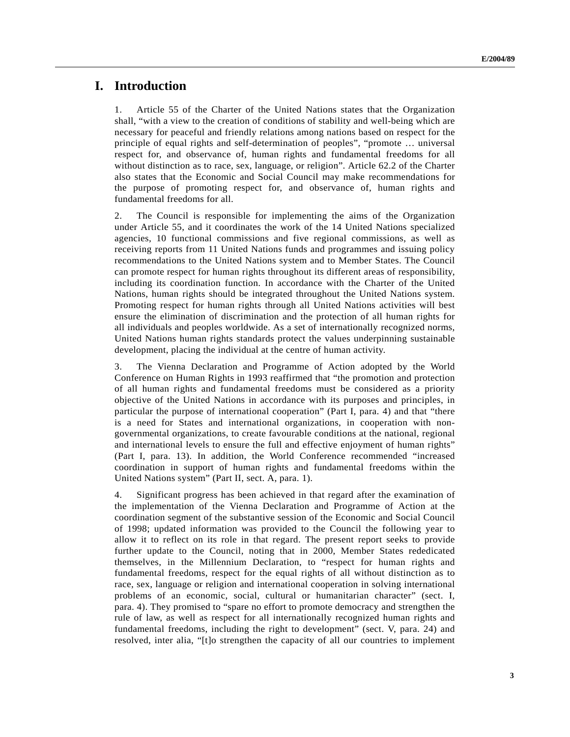# I. Introduction

1. Article 55 of the Charter of the United Nations states that the Organization shall, "with a view to the creation of conditions of stability and well-being which are necessary for peaceful and friendly relations among nations based on respect for the principle of equal rights and self-determination of peoples", "promote … universal respect for, and observance of, human rights and fundamental freedoms for all without distinction as to race, sex, language, or religion". Article 62.2 of the Charter also states that the Economic and Social Council may make recommendations for the purpose of promoting respect for, and observance of, human rights and fundamental freedoms for all.

2. The Council is responsible for implementing the aims of the Organization under Article 55, and it coordinates the work of the 14 United Nations specialized agencies, 10 functional commissions and five regional commissions, as well as receiving reports from 11 United Nations funds and programmes and issuing policy recommendations to the United Nations system and to Member States. The Council can promote respect for human rights throughout its different areas of responsibility, including its coordination function. In accordance with the Charter of the United Nations, human rights should be integrated throughout the United Nations system. Promoting respect for human rights through all United Nations activities will best ensure the elimination of discrimination and the protection of all human rights for all individuals and peoples worldwide. As a set of internationally recognized norms, United Nations human rights standards protect the values underpinning sustainable development, placing the individual at the centre of human activity.

3. The Vienna Declaration and Programme of Action adopted by the World Conference on Human Rights in 1993 reaffirmed that "the promotion and protection of all human rights and fundamental freedoms must be considered as a priority objective of the United Nations in accordance with its purposes and principles, in particular the purpose of international cooperation" (Part I, para. 4) and that "there is a need for States and international organizations, in cooperation with non-governmental organizations, to create favourable conditions at the national, regional and international levels to ensure the full and effective enjoyment of human rights" (Part I, para. 13). In addition, the World Conference recommended "increased coordination in support of human rights and fundamental freedoms within the United Nations system" (Part II, sect. A, para. 1).

4. Significant progress has been achieved in that regard after the examination of the implementation of the Vienna Declaration and Programme of Action at the coordination segment of the substantive session of the Economic and Social Council of 1998; updated information was provided to the Council the following year to allow it to reflect on its role in that regard. The present report seeks to provide further update to the Council, noting that in 2000, Member States rededicated themselves, in the Millennium Declaration, to "respect for human rights and fundamental freedoms, respect for the equal rights of all without distinction as to race, sex, language or religion and international cooperation in solving international problems of an economic, social, cultural or humanitarian character" (sect. I, para. 4). They promised to "spare no effort to promote democracy and strengthen the rule of law, as well as respect for all internationally recognized human rights and fundamental freedoms, including the right to development" (sect. V, para. 24) and resolved, inter alia, "[t]o strengthen the capacity of all our countries to implement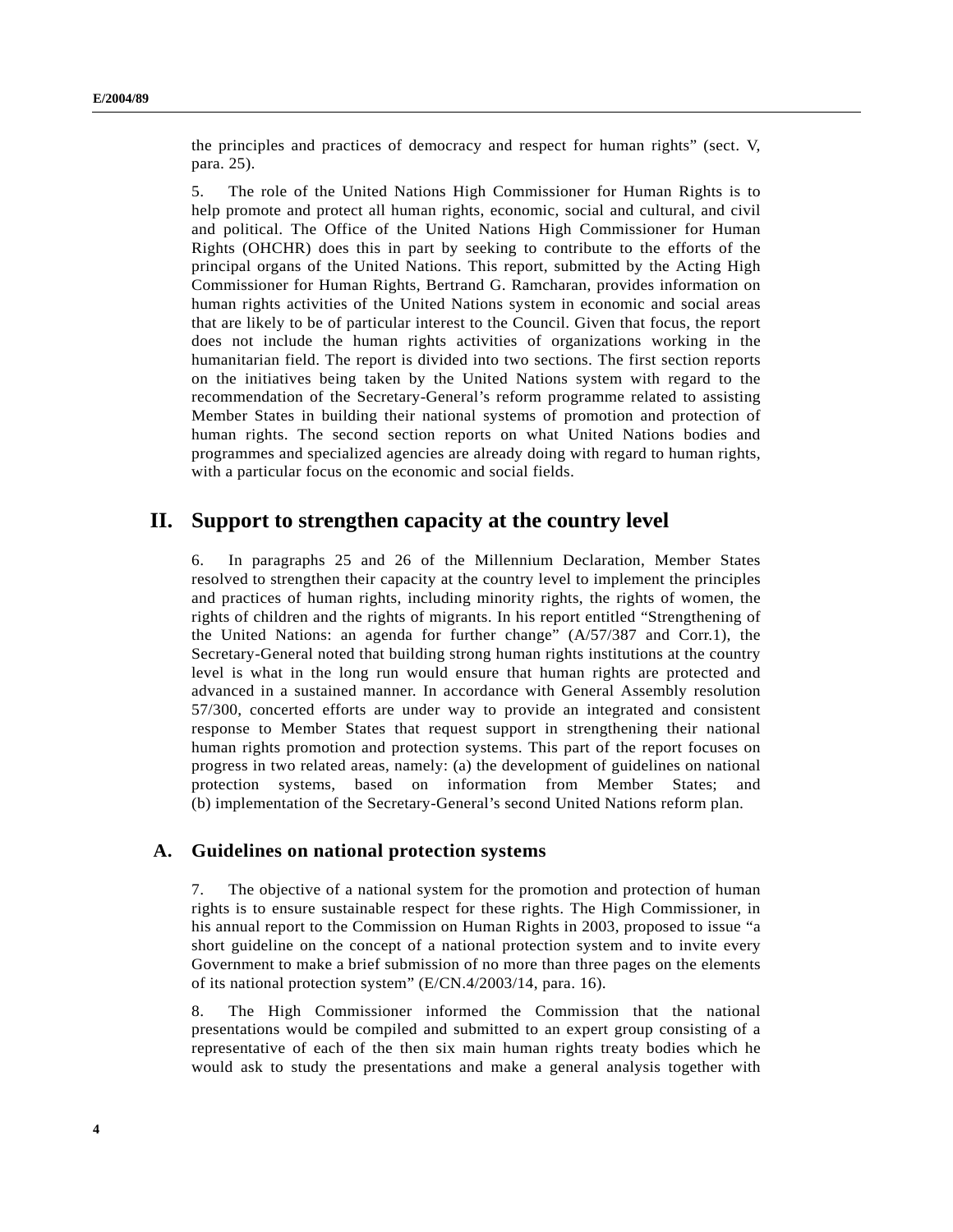the principles and practices of democracy and respect for human rights" (sect. V, para. 25).

5. The role of the United Nations High Commissioner for Human Rights is to help promote and protect all human rights, economic, social and cultural, and civil and political. The Office of the United Nations High Commissioner for Human Rights (OHCHR) does this in part by seeking to contribute to the efforts of the principal organs of the United Nations. This report, submitted by the Acting High Commissioner for Human Rights, Bertrand G. Ramcharan, provides information on human rights activities of the United Nations system in economic and social areas that are likely to be of particular interest to the Council. Given that focus, the report does not include the human rights activities of organizations working in the humanitarian field. The report is divided into two sections. The first section reports on the initiatives being taken by the United Nations system with regard to the recommendation of the Secretary-General's reform programme related to assisting Member States in building their national systems of promotion and protection of human rights. The second section reports on what United Nations bodies and programmes and specialized agencies are already doing with regard to human rights, with a particular focus on the economic and social fields.

## II. Support to strengthen capacity at the country level

6. In paragraphs 25 and 26 of the Millennium Declaration, Member States resolved to strengthen their capacity at the country level to implement the principles and practices of human rights, including minority rights, the rights of women, the rights of children and the rights of migrants. In his report entitled "Strengthening of the United Nations: an agenda for further change" (A/57/387 and Corr.1), the Secretary-General noted that building strong human rights institutions at the country level is what in the long run would ensure that human rights are protected and advanced in a sustained manner. In accordance with General Assembly resolution 57/300, concerted efforts are under way to provide an integrated and consistent response to Member States that request support in strengthening their national human rights promotion and protection systems. This part of the report focuses on progress in two related areas, namely: (a) the development of guidelines on national protection systems, based on information from Member States; and (b) implementation of the Secretary-General's second United Nations reform plan.

### A. Guidelines on national protection systems

7. The objective of a national system for the promotion and protection of human rights is to ensure sustainable respect for these rights. The High Commissioner, in his annual report to the Commission on Human Rights in 2003, proposed to issue "a short guideline on the concept of a national protection system and to invite every Government to make a brief submission of no more than three pages on the elements of its national protection system" (E/CN.4/2003/14, para. 16).

8. The High Commissioner informed the Commission that the national presentations would be compiled and submitted to an expert group consisting of a representative of each of the then six main human rights treaty bodies which he would ask to study the presentations and make a general analysis together with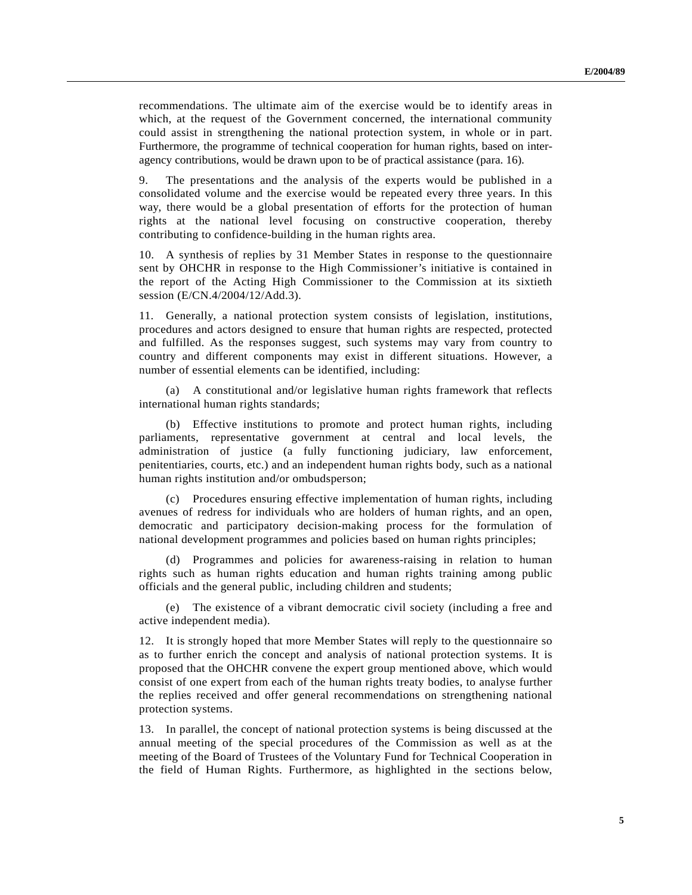recommendations. The ultimate aim of the exercise would be to identify areas in which, at the request of the Government concerned, the international community could assist in strengthening the national protection system, in whole or in part. Furthermore, the programme of technical cooperation for human rights, based on inter-agency contributions, would be drawn upon to be of practical assistance (para. 16).

9. The presentations and the analysis of the experts would be published in a consolidated volume and the exercise would be repeated every three years. In this way, there would be a global presentation of efforts for the protection of human rights at the national level focusing on constructive cooperation, thereby contributing to confidence-building in the human rights area.

10. A synthesis of replies by 31 Member States in response to the questionnaire sent by OHCHR in response to the High Commissioner's initiative is contained in the report of the Acting High Commissioner to the Commission at its sixtieth session (E/CN.4/2004/12/Add.3).

11. Generally, a national protection system consists of legislation, institutions, procedures and actors designed to ensure that human rights are respected, protected and fulfilled. As the responses suggest, such systems may vary from country to country and different components may exist in different situations. However, a number of essential elements can be identified, including:

(a) A constitutional and/or legislative human rights framework that reflects international human rights standards;

(b) Effective institutions to promote and protect human rights, including parliaments, representative government at central and local levels, the administration of justice (a fully functioning judiciary, law enforcement, penitentiaries, courts, etc.) and an independent human rights body, such as a national human rights institution and/or ombudsperson;

(c) Procedures ensuring effective implementation of human rights, including avenues of redress for individuals who are holders of human rights, and an open, democratic and participatory decision-making process for the formulation of national development programmes and policies based on human rights principles;

(d) Programmes and policies for awareness-raising in relation to human rights such as human rights education and human rights training among public officials and the general public, including children and students;

(e) The existence of a vibrant democratic civil society (including a free and active independent media).

12. It is strongly hoped that more Member States will reply to the questionnaire so as to further enrich the concept and analysis of national protection systems. It is proposed that the OHCHR convene the expert group mentioned above, which would consist of one expert from each of the human rights treaty bodies, to analyse further the replies received and offer general recommendations on strengthening national protection systems.

13. In parallel, the concept of national protection systems is being discussed at the annual meeting of the special procedures of the Commission as well as at the meeting of the Board of Trustees of the Voluntary Fund for Technical Cooperation in the field of Human Rights. Furthermore, as highlighted in the sections below,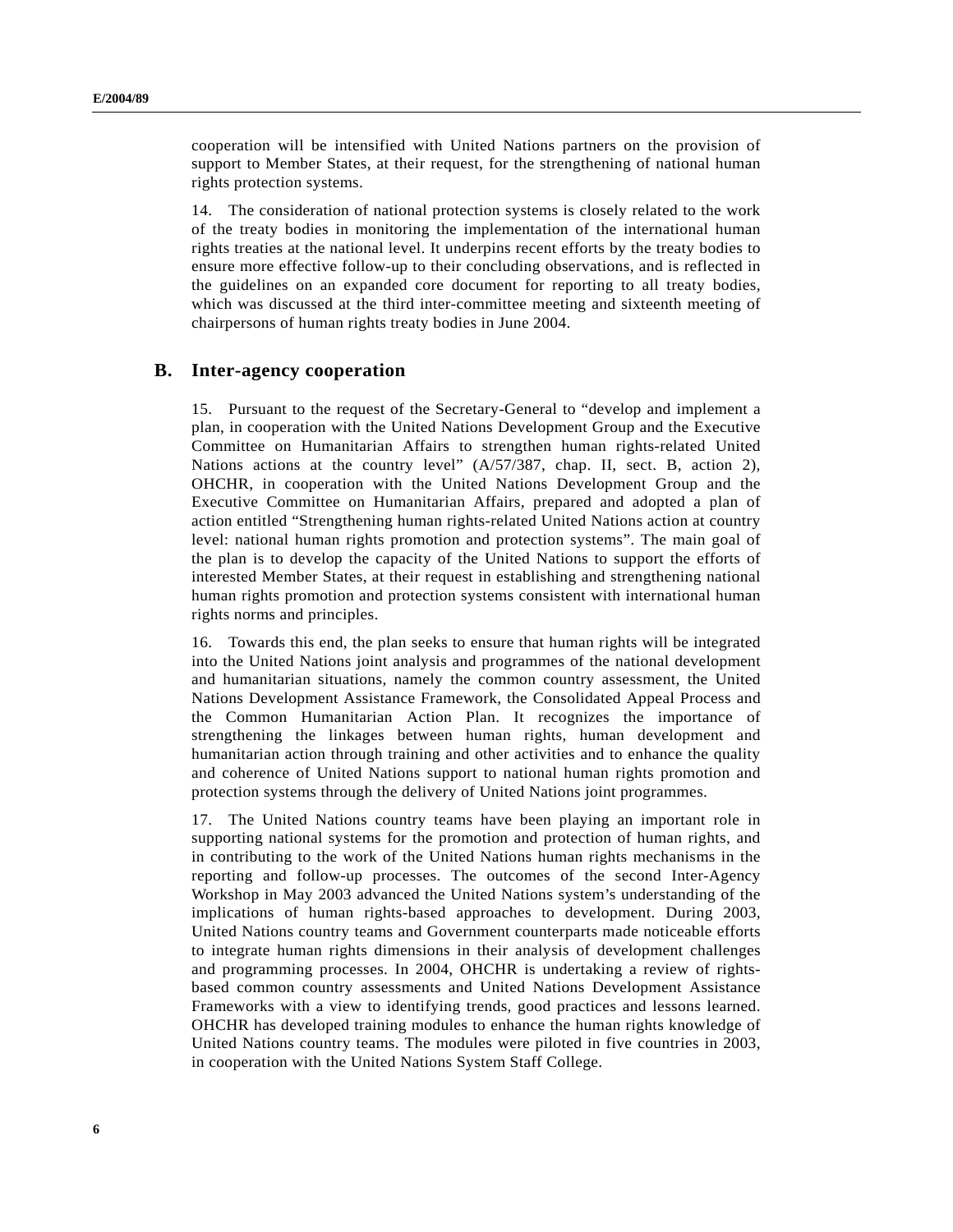cooperation will be intensified with United Nations partners on the provision of support to Member States, at their request, for the strengthening of national human rights protection systems.

14. The consideration of national protection systems is closely related to the work of the treaty bodies in monitoring the implementation of the international human rights treaties at the national level. It underpins recent efforts by the treaty bodies to ensure more effective follow-up to their concluding observations, and is reflected in the guidelines on an expanded core document for reporting to all treaty bodies, which was discussed at the third inter-committee meeting and sixteenth meeting of chairpersons of human rights treaty bodies in June 2004.

## B. Inter-agency cooperation

15. Pursuant to the request of the Secretary-General to "develop and implement a plan, in cooperation with the United Nations Development Group and the Executive Committee on Humanitarian Affairs to strengthen human rights-related United Nations actions at the country level" (A/57/387, chap. II, sect. B, action 2), OHCHR, in cooperation with the United Nations Development Group and the Executive Committee on Humanitarian Affairs, prepared and adopted a plan of action entitled "Strengthening human rights-related United Nations action at country level: national human rights promotion and protection systems". The main goal of the plan is to develop the capacity of the United Nations to support the efforts of interested Member States, at their request in establishing and strengthening national human rights promotion and protection systems consistent with international human rights norms and principles.

16. Towards this end, the plan seeks to ensure that human rights will be integrated into the United Nations joint analysis and programmes of the national development and humanitarian situations, namely the common country assessment, the United Nations Development Assistance Framework, the Consolidated Appeal Process and the Common Humanitarian Action Plan. It recognizes the importance of strengthening the linkages between human rights, human development and humanitarian action through training and other activities and to enhance the quality and coherence of United Nations support to national human rights promotion and protection systems through the delivery of United Nations joint programmes.

17. The United Nations country teams have been playing an important role in supporting national systems for the promotion and protection of human rights, and in contributing to the work of the United Nations human rights mechanisms in the reporting and follow-up processes. The outcomes of the second Inter-Agency Workshop in May 2003 advanced the United Nations system's understanding of the implications of human rights-based approaches to development. During 2003, United Nations country teams and Government counterparts made noticeable efforts to integrate human rights dimensions in their analysis of development challenges and programming processes. In 2004, OHCHR is undertaking a review of rights-based common country assessments and United Nations Development Assistance Frameworks with a view to identifying trends, good practices and lessons learned. OHCHR has developed training modules to enhance the human rights knowledge of United Nations country teams. The modules were piloted in five countries in 2003, in cooperation with the United Nations System Staff College.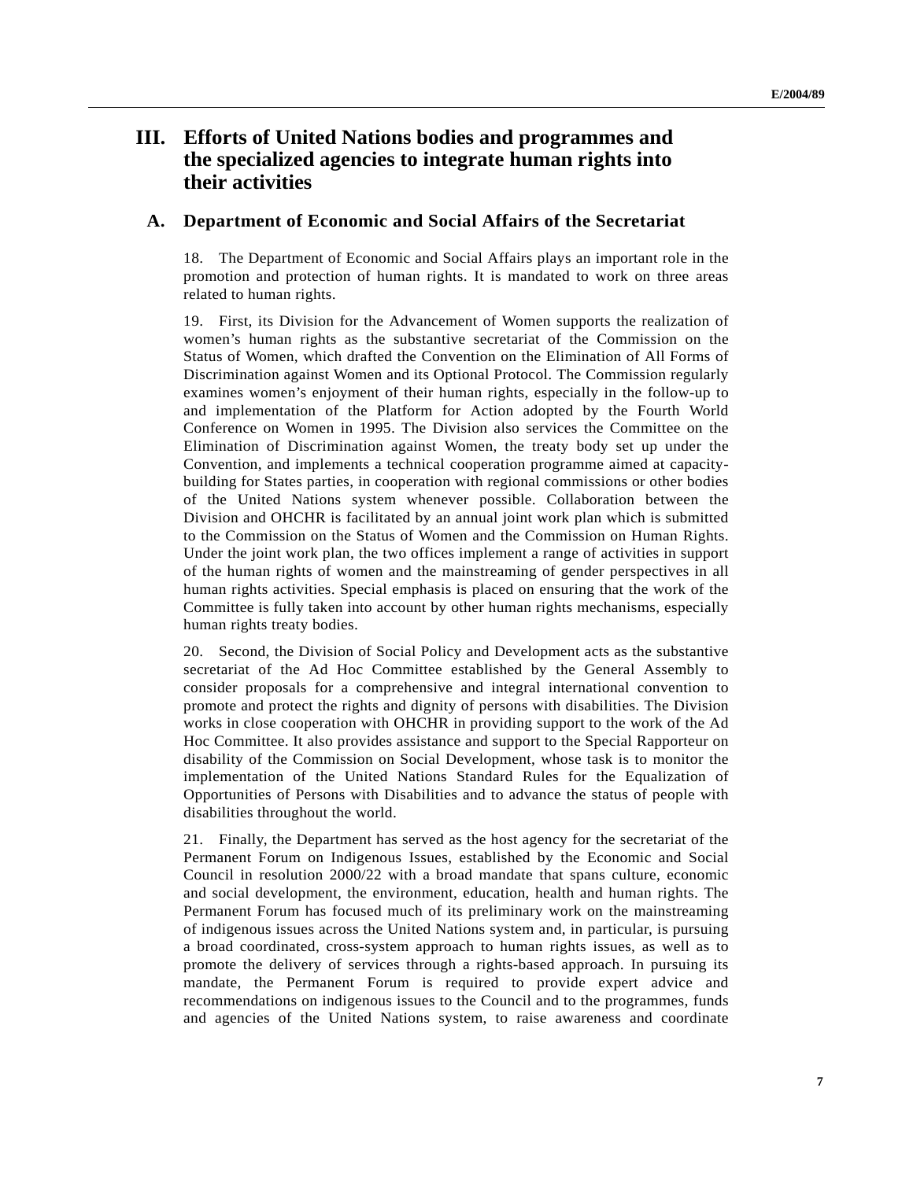# III. Efforts of United Nations bodies and programmes and the specialized agencies to integrate human rights into their activities

## A. Department of Economic and Social Affairs of the Secretariat

18. The Department of Economic and Social Affairs plays an important role in the promotion and protection of human rights. It is mandated to work on three areas related to human rights.

19. First, its Division for the Advancement of Women supports the realization of women's human rights as the substantive secretariat of the Commission on the Status of Women, which drafted the Convention on the Elimination of All Forms of Discrimination against Women and its Optional Protocol. The Commission regularly examines women's enjoyment of their human rights, especially in the follow-up to and implementation of the Platform for Action adopted by the Fourth World Conference on Women in 1995. The Division also services the Committee on the Elimination of Discrimination against Women, the treaty body set up under the Convention, and implements a technical cooperation programme aimed at capacity-building for States parties, in cooperation with regional commissions or other bodies of the United Nations system whenever possible. Collaboration between the Division and OHCHR is facilitated by an annual joint work plan which is submitted to the Commission on the Status of Women and the Commission on Human Rights. Under the joint work plan, the two offices implement a range of activities in support of the human rights of women and the mainstreaming of gender perspectives in all human rights activities. Special emphasis is placed on ensuring that the work of the Committee is fully taken into account by other human rights mechanisms, especially human rights treaty bodies.

20. Second, the Division of Social Policy and Development acts as the substantive secretariat of the Ad Hoc Committee established by the General Assembly to consider proposals for a comprehensive and integral international convention to promote and protect the rights and dignity of persons with disabilities. The Division works in close cooperation with OHCHR in providing support to the work of the Ad Hoc Committee. It also provides assistance and support to the Special Rapporteur on disability of the Commission on Social Development, whose task is to monitor the implementation of the United Nations Standard Rules for the Equalization of Opportunities of Persons with Disabilities and to advance the status of people with disabilities throughout the world.

21. Finally, the Department has served as the host agency for the secretariat of the Permanent Forum on Indigenous Issues, established by the Economic and Social Council in resolution 2000/22 with a broad mandate that spans culture, economic and social development, the environment, education, health and human rights. The Permanent Forum has focused much of its preliminary work on the mainstreaming of indigenous issues across the United Nations system and, in particular, is pursuing a broad coordinated, cross-system approach to human rights issues, as well as to promote the delivery of services through a rights-based approach. In pursuing its mandate, the Permanent Forum is required to provide expert advice and recommendations on indigenous issues to the Council and to the programmes, funds and agencies of the United Nations system, to raise awareness and coordinate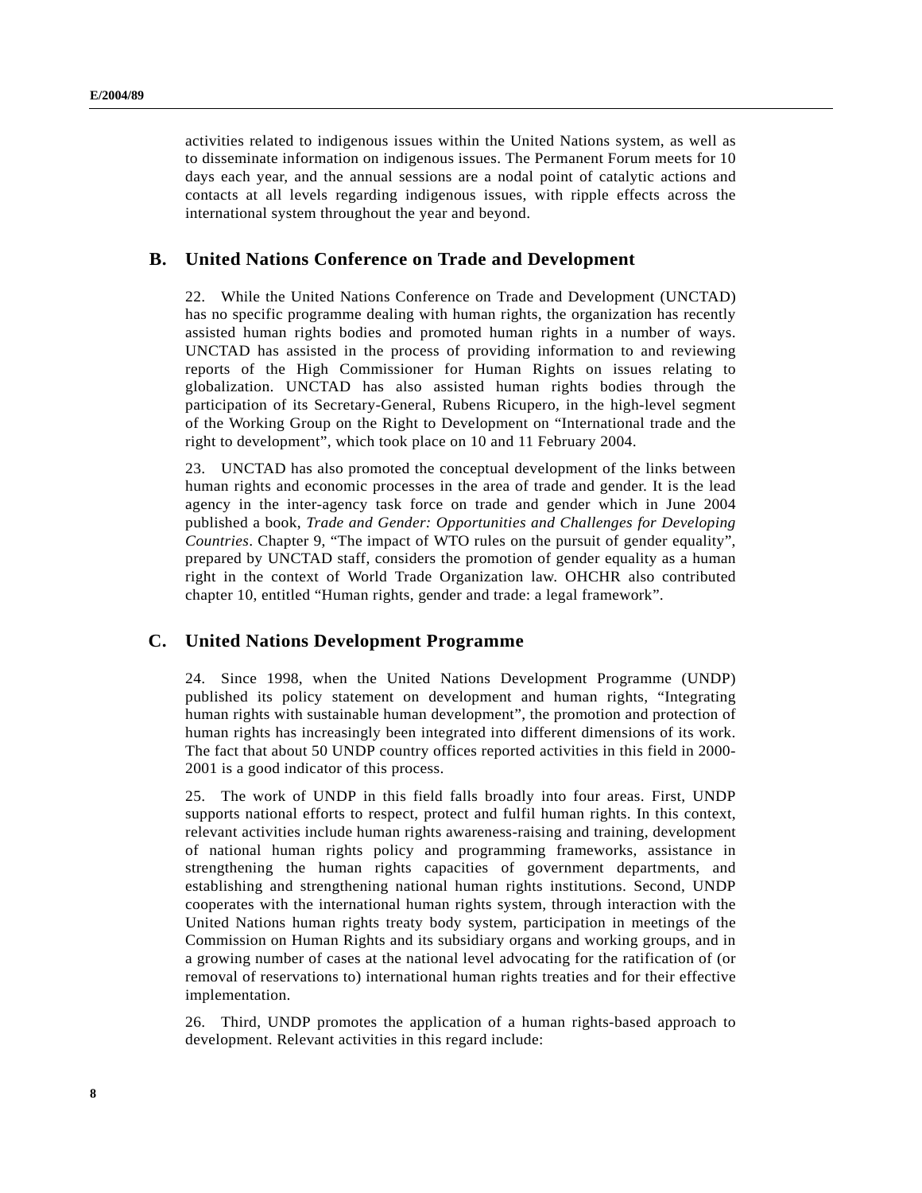activities related to indigenous issues within the United Nations system, as well as to disseminate information on indigenous issues. The Permanent Forum meets for 10 days each year, and the annual sessions are a nodal point of catalytic actions and contacts at all levels regarding indigenous issues, with ripple effects across the international system throughout the year and beyond.

## B. United Nations Conference on Trade and Development

22. While the United Nations Conference on Trade and Development (UNCTAD) has no specific programme dealing with human rights, the organization has recently assisted human rights bodies and promoted human rights in a number of ways. UNCTAD has assisted in the process of providing information to and reviewing reports of the High Commissioner for Human Rights on issues relating to globalization. UNCTAD has also assisted human rights bodies through the participation of its Secretary-General, Rubens Ricupero, in the high-level segment of the Working Group on the Right to Development on "International trade and the right to development", which took place on 10 and 11 February 2004.

23. UNCTAD has also promoted the conceptual development of the links between human rights and economic processes in the area of trade and gender. It is the lead agency in the inter-agency task force on trade and gender which in June 2004 published a book, *Trade and Gender: Opportunities and Challenges for Developing Countries*. Chapter 9, "The impact of WTO rules on the pursuit of gender equality", prepared by UNCTAD staff, considers the promotion of gender equality as a human right in the context of World Trade Organization law. OHCHR also contributed chapter 10, entitled "Human rights, gender and trade: a legal framework".

## C. United Nations Development Programme

24. Since 1998, when the United Nations Development Programme (UNDP) published its policy statement on development and human rights, "Integrating human rights with sustainable human development", the promotion and protection of human rights has increasingly been integrated into different dimensions of its work. The fact that about 50 UNDP country offices reported activities in this field in 2000-2001 is a good indicator of this process.

25. The work of UNDP in this field falls broadly into four areas. First, UNDP supports national efforts to respect, protect and fulfil human rights. In this context, relevant activities include human rights awareness-raising and training, development of national human rights policy and programming frameworks, assistance in strengthening the human rights capacities of government departments, and establishing and strengthening national human rights institutions. Second, UNDP cooperates with the international human rights system, through interaction with the United Nations human rights treaty body system, participation in meetings of the Commission on Human Rights and its subsidiary organs and working groups, and in a growing number of cases at the national level advocating for the ratification of (or removal of reservations to) international human rights treaties and for their effective implementation.

26. Third, UNDP promotes the application of a human rights-based approach to development. Relevant activities in this regard include: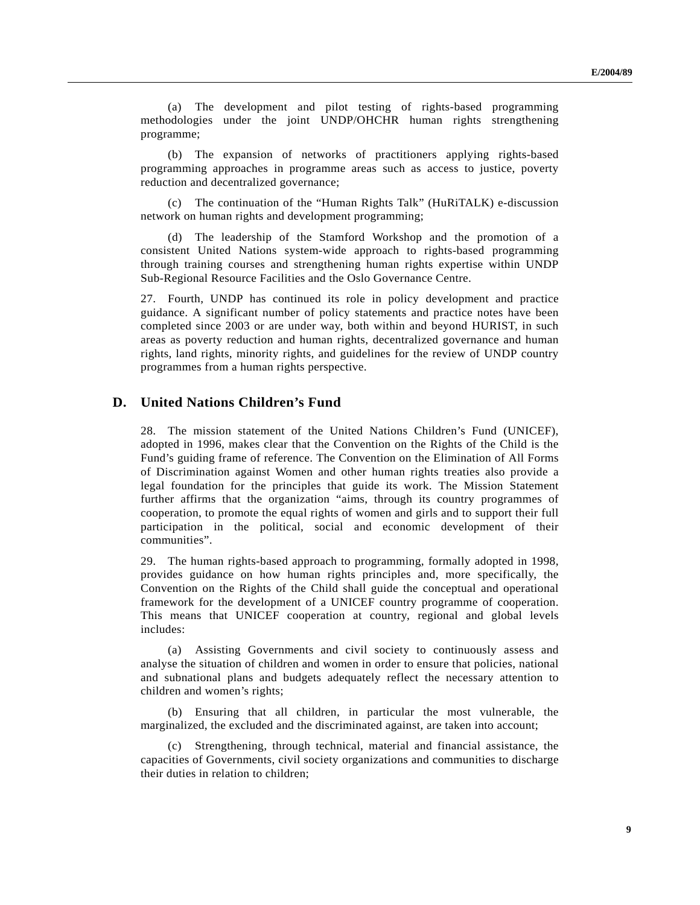(a) The development and pilot testing of rights-based programming methodologies under the joint UNDP/OHCHR human rights strengthening programme;

(b) The expansion of networks of practitioners applying rights-based programming approaches in programme areas such as access to justice, poverty reduction and decentralized governance;

(c) The continuation of the "Human Rights Talk" (HuRiTALK) e-discussion network on human rights and development programming;

(d) The leadership of the Stamford Workshop and the promotion of a consistent United Nations system-wide approach to rights-based programming through training courses and strengthening human rights expertise within UNDP Sub-Regional Resource Facilities and the Oslo Governance Centre.

27. Fourth, UNDP has continued its role in policy development and practice guidance. A significant number of policy statements and practice notes have been completed since 2003 or are under way, both within and beyond HURIST, in such areas as poverty reduction and human rights, decentralized governance and human rights, land rights, minority rights, and guidelines for the review of UNDP country programmes from a human rights perspective.

## D. United Nations Children's Fund

28. The mission statement of the United Nations Children's Fund (UNICEF), adopted in 1996, makes clear that the Convention on the Rights of the Child is the Fund's guiding frame of reference. The Convention on the Elimination of All Forms of Discrimination against Women and other human rights treaties also provide a legal foundation for the principles that guide its work. The Mission Statement further affirms that the organization "aims, through its country programmes of cooperation, to promote the equal rights of women and girls and to support their full participation in the political, social and economic development of their communities".

29. The human rights-based approach to programming, formally adopted in 1998, provides guidance on how human rights principles and, more specifically, the Convention on the Rights of the Child shall guide the conceptual and operational framework for the development of a UNICEF country programme of cooperation. This means that UNICEF cooperation at country, regional and global levels includes:

(a) Assisting Governments and civil society to continuously assess and analyse the situation of children and women in order to ensure that policies, national and subnational plans and budgets adequately reflect the necessary attention to children and women's rights;

(b) Ensuring that all children, in particular the most vulnerable, the marginalized, the excluded and the discriminated against, are taken into account;

(c) Strengthening, through technical, material and financial assistance, the capacities of Governments, civil society organizations and communities to discharge their duties in relation to children;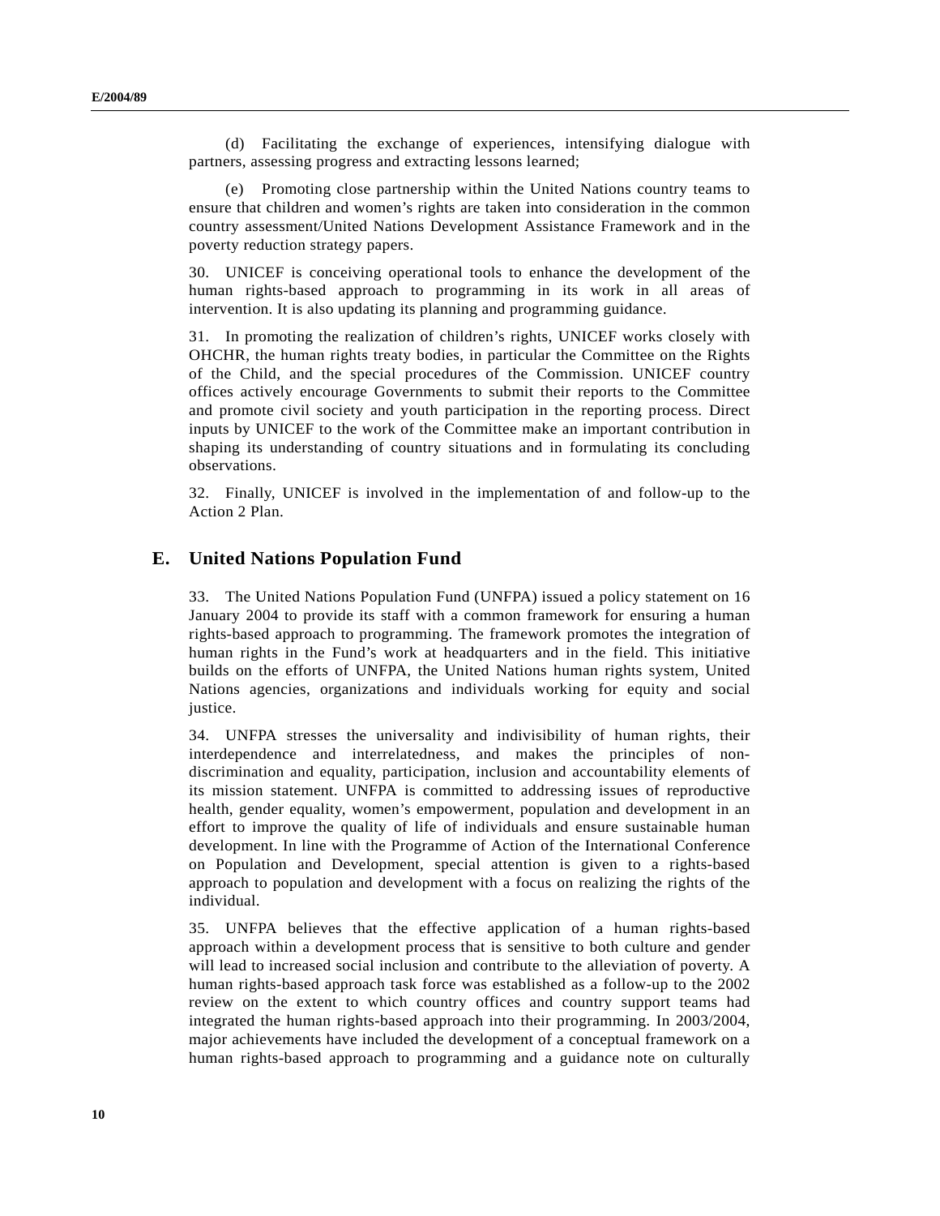(d) Facilitating the exchange of experiences, intensifying dialogue with partners, assessing progress and extracting lessons learned;

(e) Promoting close partnership within the United Nations country teams to ensure that children and women's rights are taken into consideration in the common country assessment/United Nations Development Assistance Framework and in the poverty reduction strategy papers.

30. UNICEF is conceiving operational tools to enhance the development of the human rights-based approach to programming in its work in all areas of intervention. It is also updating its planning and programming guidance.

31. In promoting the realization of children's rights, UNICEF works closely with OHCHR, the human rights treaty bodies, in particular the Committee on the Rights of the Child, and the special procedures of the Commission. UNICEF country offices actively encourage Governments to submit their reports to the Committee and promote civil society and youth participation in the reporting process. Direct inputs by UNICEF to the work of the Committee make an important contribution in shaping its understanding of country situations and in formulating its concluding observations.

32. Finally, UNICEF is involved in the implementation of and follow-up to the Action 2 Plan.

## E. United Nations Population Fund

33. The United Nations Population Fund (UNFPA) issued a policy statement on 16 January 2004 to provide its staff with a common framework for ensuring a human rights-based approach to programming. The framework promotes the integration of human rights in the Fund's work at headquarters and in the field. This initiative builds on the efforts of UNFPA, the United Nations human rights system, United Nations agencies, organizations and individuals working for equity and social justice.

34. UNFPA stresses the universality and indivisibility of human rights, their interdependence and interrelatedness, and makes the principles of non-discrimination and equality, participation, inclusion and accountability elements of its mission statement. UNFPA is committed to addressing issues of reproductive health, gender equality, women's empowerment, population and development in an effort to improve the quality of life of individuals and ensure sustainable human development. In line with the Programme of Action of the International Conference on Population and Development, special attention is given to a rights-based approach to population and development with a focus on realizing the rights of the individual.

35. UNFPA believes that the effective application of a human rights-based approach within a development process that is sensitive to both culture and gender will lead to increased social inclusion and contribute to the alleviation of poverty. A human rights-based approach task force was established as a follow-up to the 2002 review on the extent to which country offices and country support teams had integrated the human rights-based approach into their programming. In 2003/2004, major achievements have included the development of a conceptual framework on a human rights-based approach to programming and a guidance note on culturally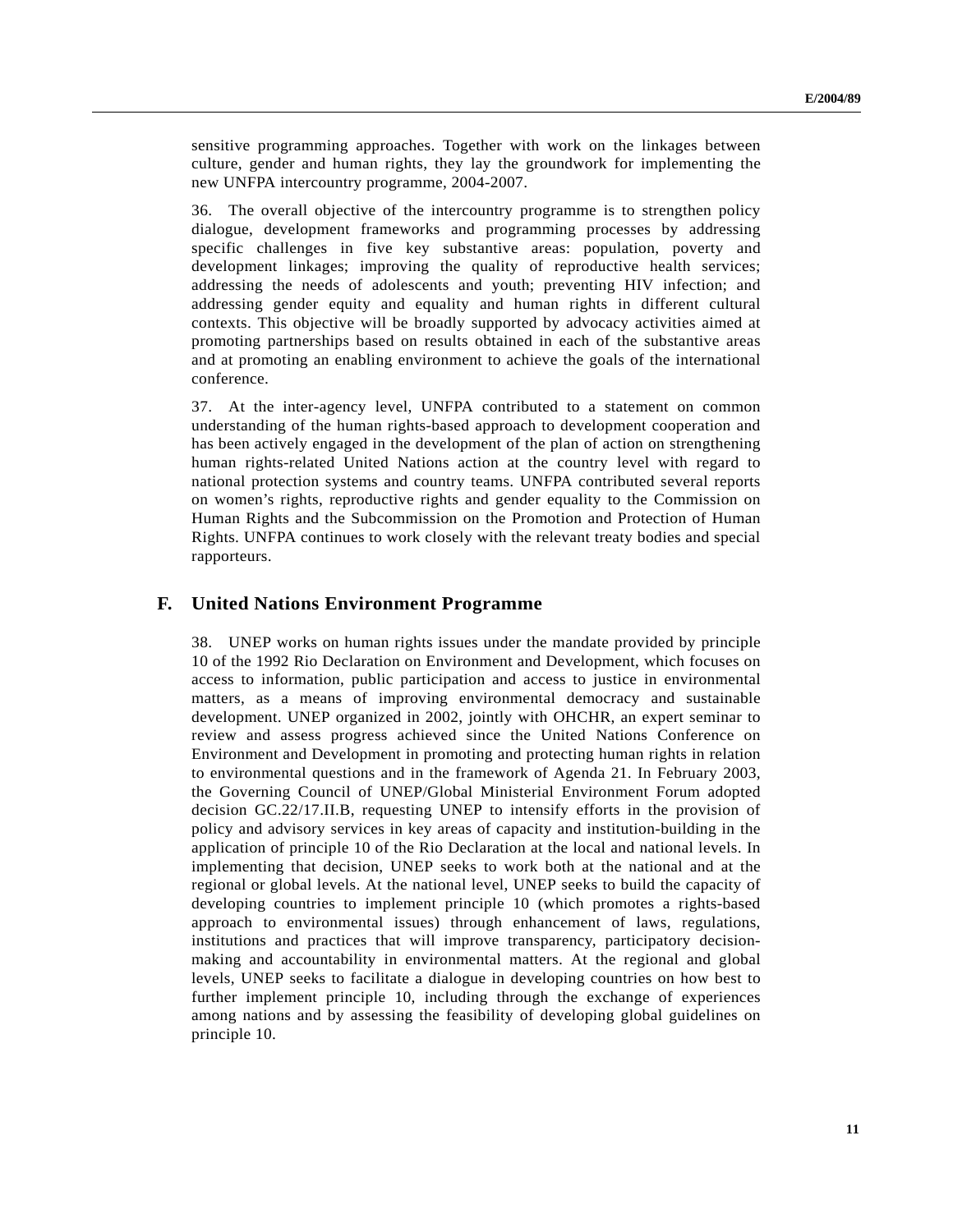sensitive programming approaches. Together with work on the linkages between culture, gender and human rights, they lay the groundwork for implementing the new UNFPA intercountry programme, 2004-2007.

36. The overall objective of the intercountry programme is to strengthen policy dialogue, development frameworks and programming processes by addressing specific challenges in five key substantive areas: population, poverty and development linkages; improving the quality of reproductive health services; addressing the needs of adolescents and youth; preventing HIV infection; and addressing gender equity and equality and human rights in different cultural contexts. This objective will be broadly supported by advocacy activities aimed at promoting partnerships based on results obtained in each of the substantive areas and at promoting an enabling environment to achieve the goals of the international conference.

37. At the inter-agency level, UNFPA contributed to a statement on common understanding of the human rights-based approach to development cooperation and has been actively engaged in the development of the plan of action on strengthening human rights-related United Nations action at the country level with regard to national protection systems and country teams. UNFPA contributed several reports on women's rights, reproductive rights and gender equality to the Commission on Human Rights and the Subcommission on the Promotion and Protection of Human Rights. UNFPA continues to work closely with the relevant treaty bodies and special rapporteurs.

## F. United Nations Environment Programme

38. UNEP works on human rights issues under the mandate provided by principle 10 of the 1992 Rio Declaration on Environment and Development, which focuses on access to information, public participation and access to justice in environmental matters, as a means of improving environmental democracy and sustainable development. UNEP organized in 2002, jointly with OHCHR, an expert seminar to review and assess progress achieved since the United Nations Conference on Environment and Development in promoting and protecting human rights in relation to environmental questions and in the framework of Agenda 21. In February 2003, the Governing Council of UNEP/Global Ministerial Environment Forum adopted decision GC.22/17.II.B, requesting UNEP to intensify efforts in the provision of policy and advisory services in key areas of capacity and institution-building in the application of principle 10 of the Rio Declaration at the local and national levels. In implementing that decision, UNEP seeks to work both at the national and at the regional or global levels. At the national level, UNEP seeks to build the capacity of developing countries to implement principle 10 (which promotes a rights-based approach to environmental issues) through enhancement of laws, regulations, institutions and practices that will improve transparency, participatory decision-making and accountability in environmental matters. At the regional and global levels, UNEP seeks to facilitate a dialogue in developing countries on how best to further implement principle 10, including through the exchange of experiences among nations and by assessing the feasibility of developing global guidelines on principle 10.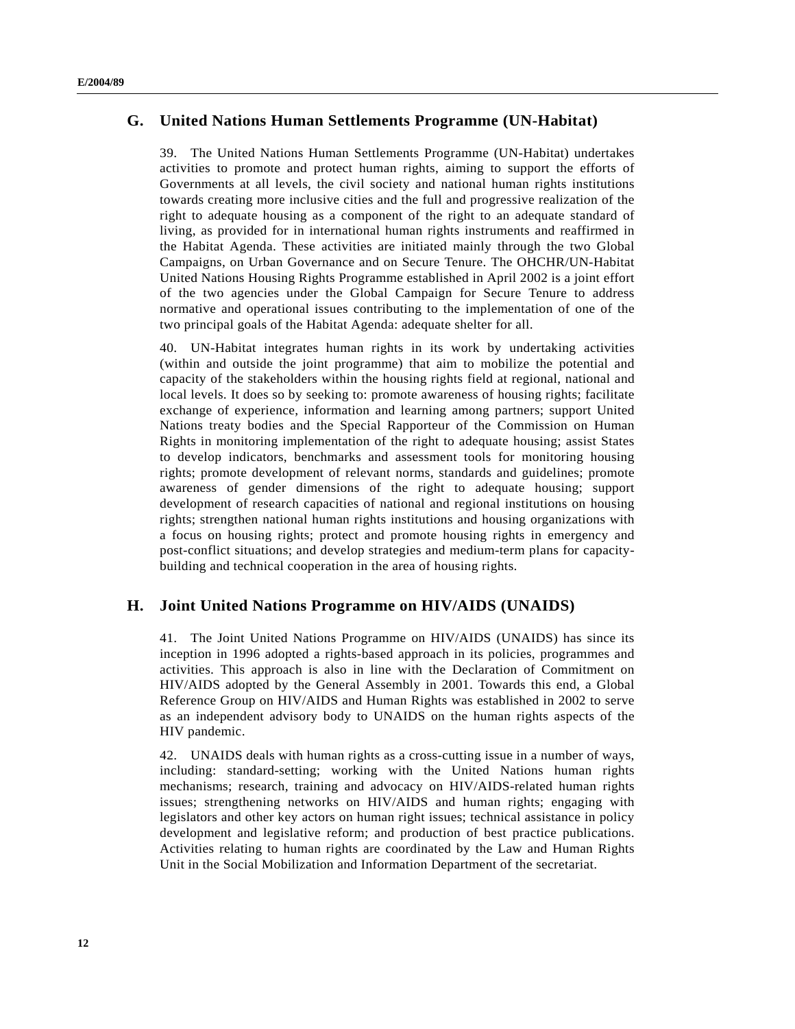## G. United Nations Human Settlements Programme (UN-Habitat)

39. The United Nations Human Settlements Programme (UN-Habitat) undertakes activities to promote and protect human rights, aiming to support the efforts of Governments at all levels, the civil society and national human rights institutions towards creating more inclusive cities and the full and progressive realization of the right to adequate housing as a component of the right to an adequate standard of living, as provided for in international human rights instruments and reaffirmed in the Habitat Agenda. These activities are initiated mainly through the two Global Campaigns, on Urban Governance and on Secure Tenure. The OHCHR/UN-Habitat United Nations Housing Rights Programme established in April 2002 is a joint effort of the two agencies under the Global Campaign for Secure Tenure to address normative and operational issues contributing to the implementation of one of the two principal goals of the Habitat Agenda: adequate shelter for all.

40. UN-Habitat integrates human rights in its work by undertaking activities (within and outside the joint programme) that aim to mobilize the potential and capacity of the stakeholders within the housing rights field at regional, national and local levels. It does so by seeking to: promote awareness of housing rights; facilitate exchange of experience, information and learning among partners; support United Nations treaty bodies and the Special Rapporteur of the Commission on Human Rights in monitoring implementation of the right to adequate housing; assist States to develop indicators, benchmarks and assessment tools for monitoring housing rights; promote development of relevant norms, standards and guidelines; promote awareness of gender dimensions of the right to adequate housing; support development of research capacities of national and regional institutions on housing rights; strengthen national human rights institutions and housing organizations with a focus on housing rights; protect and promote housing rights in emergency and post-conflict situations; and develop strategies and medium-term plans for capacity-building and technical cooperation in the area of housing rights.

## H. Joint United Nations Programme on HIV/AIDS (UNAIDS)

41. The Joint United Nations Programme on HIV/AIDS (UNAIDS) has since its inception in 1996 adopted a rights-based approach in its policies, programmes and activities. This approach is also in line with the Declaration of Commitment on HIV/AIDS adopted by the General Assembly in 2001. Towards this end, a Global Reference Group on HIV/AIDS and Human Rights was established in 2002 to serve as an independent advisory body to UNAIDS on the human rights aspects of the HIV pandemic.

42. UNAIDS deals with human rights as a cross-cutting issue in a number of ways, including: standard-setting; working with the United Nations human rights mechanisms; research, training and advocacy on HIV/AIDS-related human rights issues; strengthening networks on HIV/AIDS and human rights; engaging with legislators and other key actors on human right issues; technical assistance in policy development and legislative reform; and production of best practice publications. Activities relating to human rights are coordinated by the Law and Human Rights Unit in the Social Mobilization and Information Department of the secretariat.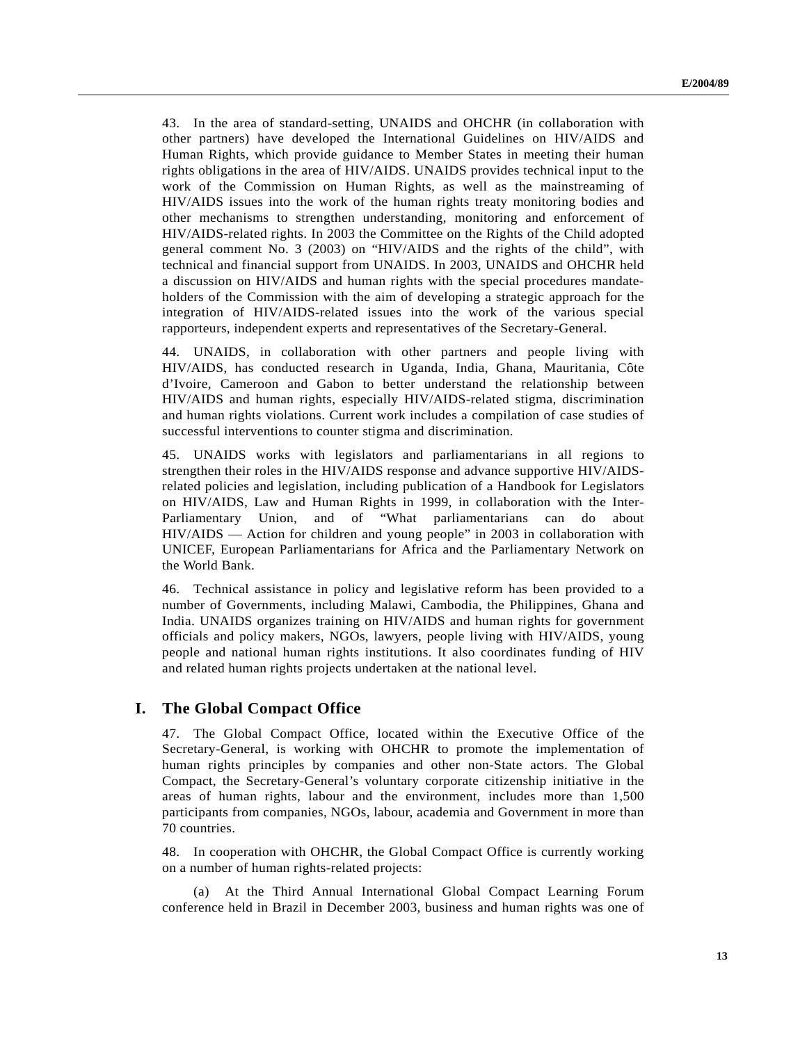43. In the area of standard-setting, UNAIDS and OHCHR (in collaboration with other partners) have developed the International Guidelines on HIV/AIDS and Human Rights, which provide guidance to Member States in meeting their human rights obligations in the area of HIV/AIDS. UNAIDS provides technical input to the work of the Commission on Human Rights, as well as the mainstreaming of HIV/AIDS issues into the work of the human rights treaty monitoring bodies and other mechanisms to strengthen understanding, monitoring and enforcement of HIV/AIDS-related rights. In 2003 the Committee on the Rights of the Child adopted general comment No. 3 (2003) on "HIV/AIDS and the rights of the child", with technical and financial support from UNAIDS. In 2003, UNAIDS and OHCHR held a discussion on HIV/AIDS and human rights with the special procedures mandate-holders of the Commission with the aim of developing a strategic approach for the integration of HIV/AIDS-related issues into the work of the various special rapporteurs, independent experts and representatives of the Secretary-General.

44. UNAIDS, in collaboration with other partners and people living with HIV/AIDS, has conducted research in Uganda, India, Ghana, Mauritania, Côte d'Ivoire, Cameroon and Gabon to better understand the relationship between HIV/AIDS and human rights, especially HIV/AIDS-related stigma, discrimination and human rights violations. Current work includes a compilation of case studies of successful interventions to counter stigma and discrimination.

45. UNAIDS works with legislators and parliamentarians in all regions to strengthen their roles in the HIV/AIDS response and advance supportive HIV/AIDS-related policies and legislation, including publication of a Handbook for Legislators on HIV/AIDS, Law and Human Rights in 1999, in collaboration with the Inter-Parliamentary Union, and of "What parliamentarians can do about HIV/AIDS — Action for children and young people" in 2003 in collaboration with UNICEF, European Parliamentarians for Africa and the Parliamentary Network on the World Bank.

46. Technical assistance in policy and legislative reform has been provided to a number of Governments, including Malawi, Cambodia, the Philippines, Ghana and India. UNAIDS organizes training on HIV/AIDS and human rights for government officials and policy makers, NGOs, lawyers, people living with HIV/AIDS, young people and national human rights institutions. It also coordinates funding of HIV and related human rights projects undertaken at the national level.

## I. The Global Compact Office

47. The Global Compact Office, located within the Executive Office of the Secretary-General, is working with OHCHR to promote the implementation of human rights principles by companies and other non-State actors. The Global Compact, the Secretary-General's voluntary corporate citizenship initiative in the areas of human rights, labour and the environment, includes more than 1,500 participants from companies, NGOs, labour, academia and Government in more than 70 countries.

48. In cooperation with OHCHR, the Global Compact Office is currently working on a number of human rights-related projects:

(a) At the Third Annual International Global Compact Learning Forum conference held in Brazil in December 2003, business and human rights was one of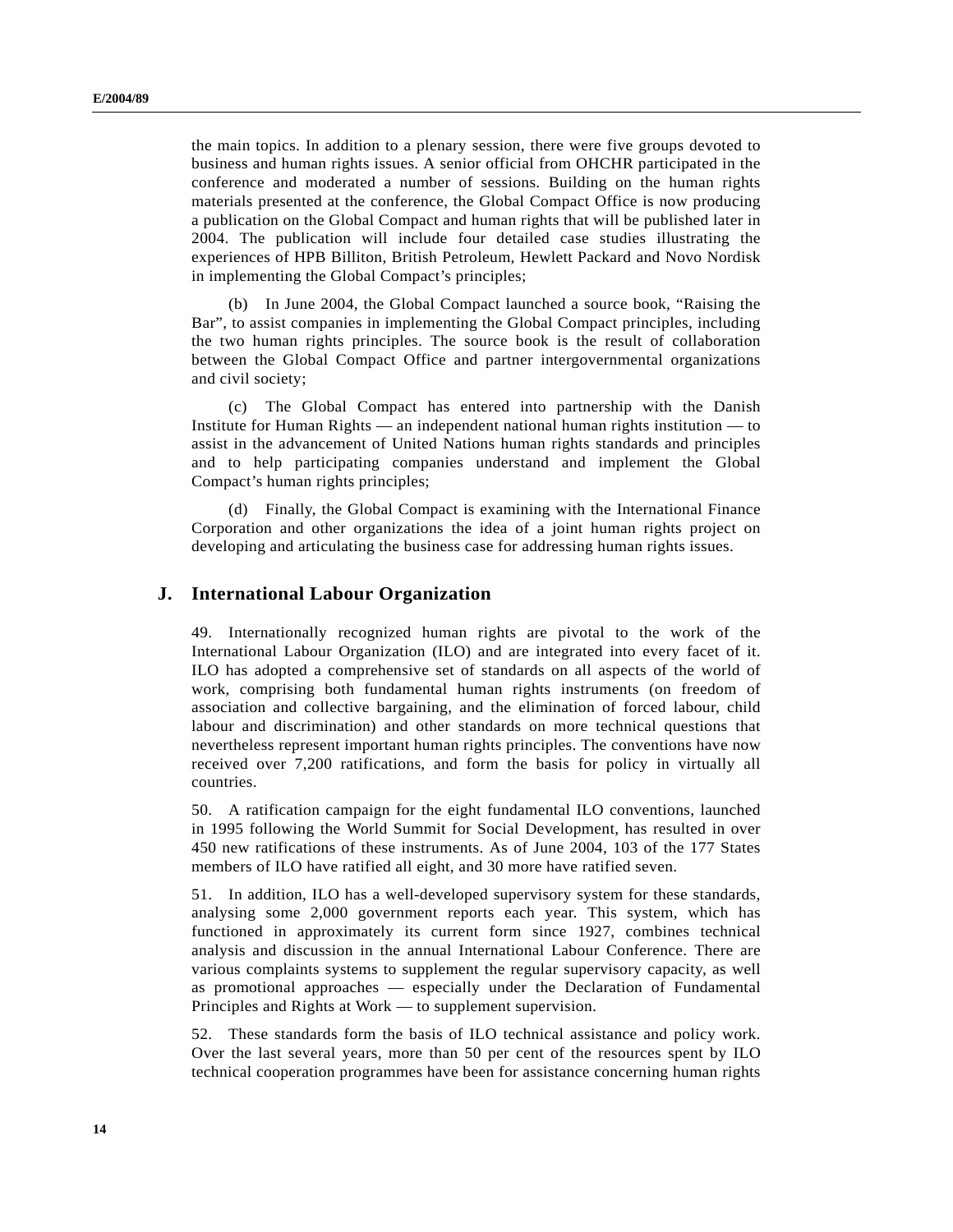the main topics. In addition to a plenary session, there were five groups devoted to business and human rights issues. A senior official from OHCHR participated in the conference and moderated a number of sessions. Building on the human rights materials presented at the conference, the Global Compact Office is now producing a publication on the Global Compact and human rights that will be published later in 2004. The publication will include four detailed case studies illustrating the experiences of HPB Billiton, British Petroleum, Hewlett Packard and Novo Nordisk in implementing the Global Compact's principles;

(b) In June 2004, the Global Compact launched a source book, "Raising the Bar", to assist companies in implementing the Global Compact principles, including the two human rights principles. The source book is the result of collaboration between the Global Compact Office and partner intergovernmental organizations and civil society;

(c) The Global Compact has entered into partnership with the Danish Institute for Human Rights — an independent national human rights institution — to assist in the advancement of United Nations human rights standards and principles and to help participating companies understand and implement the Global Compact's human rights principles;

(d) Finally, the Global Compact is examining with the International Finance Corporation and other organizations the idea of a joint human rights project on developing and articulating the business case for addressing human rights issues.

## J. International Labour Organization

49. Internationally recognized human rights are pivotal to the work of the International Labour Organization (ILO) and are integrated into every facet of it. ILO has adopted a comprehensive set of standards on all aspects of the world of work, comprising both fundamental human rights instruments (on freedom of association and collective bargaining, and the elimination of forced labour, child labour and discrimination) and other standards on more technical questions that nevertheless represent important human rights principles. The conventions have now received over 7,200 ratifications, and form the basis for policy in virtually all countries.

50. A ratification campaign for the eight fundamental ILO conventions, launched in 1995 following the World Summit for Social Development, has resulted in over 450 new ratifications of these instruments. As of June 2004, 103 of the 177 States members of ILO have ratified all eight, and 30 more have ratified seven.

51. In addition, ILO has a well-developed supervisory system for these standards, analysing some 2,000 government reports each year. This system, which has functioned in approximately its current form since 1927, combines technical analysis and discussion in the annual International Labour Conference. There are various complaints systems to supplement the regular supervisory capacity, as well as promotional approaches — especially under the Declaration of Fundamental Principles and Rights at Work — to supplement supervision.

52. These standards form the basis of ILO technical assistance and policy work. Over the last several years, more than 50 per cent of the resources spent by ILO technical cooperation programmes have been for assistance concerning human rights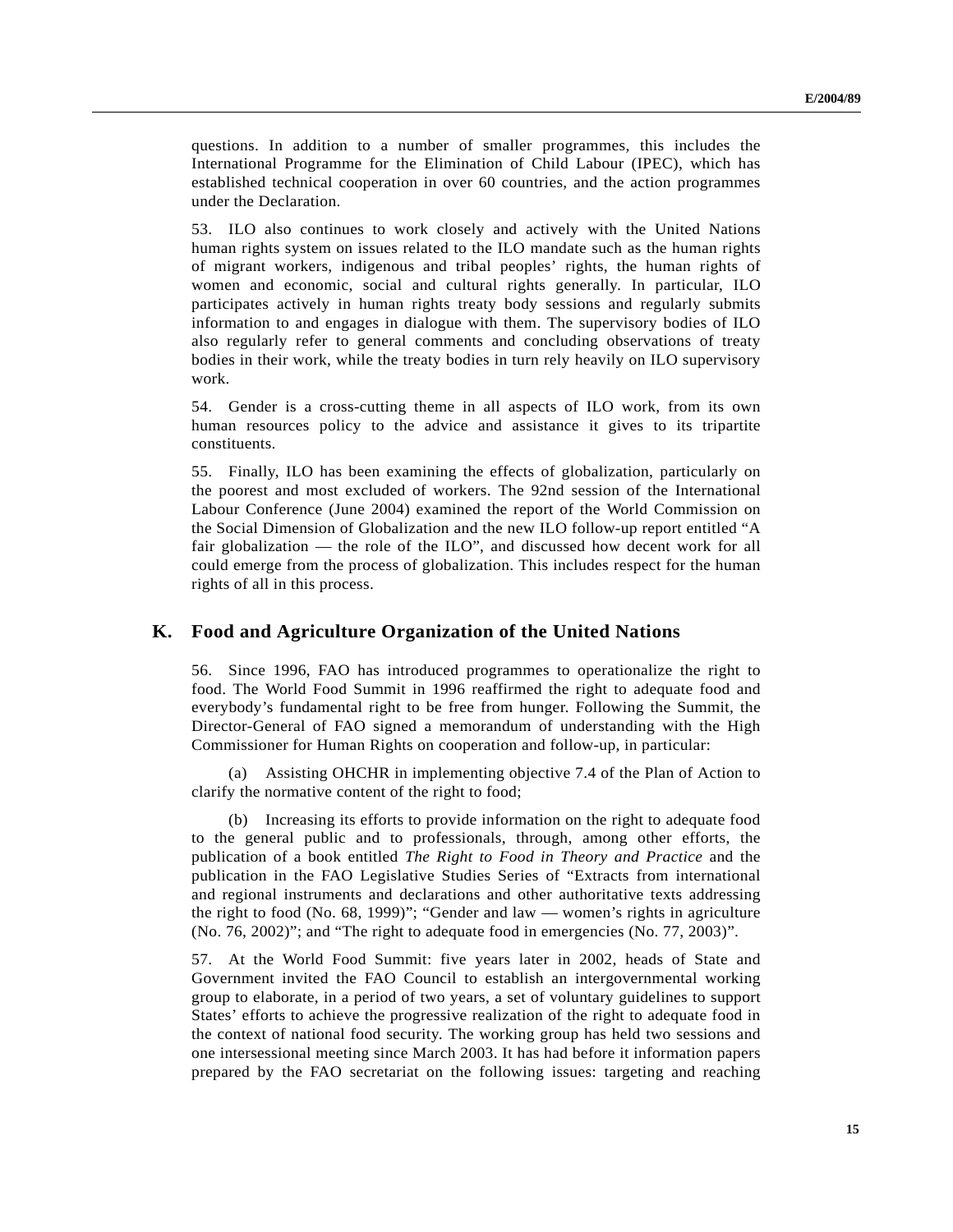questions. In addition to a number of smaller programmes, this includes the International Programme for the Elimination of Child Labour (IPEC), which has established technical cooperation in over 60 countries, and the action programmes under the Declaration.

53. ILO also continues to work closely and actively with the United Nations human rights system on issues related to the ILO mandate such as the human rights of migrant workers, indigenous and tribal peoples' rights, the human rights of women and economic, social and cultural rights generally. In particular, ILO participates actively in human rights treaty body sessions and regularly submits information to and engages in dialogue with them. The supervisory bodies of ILO also regularly refer to general comments and concluding observations of treaty bodies in their work, while the treaty bodies in turn rely heavily on ILO supervisory work.

54. Gender is a cross-cutting theme in all aspects of ILO work, from its own human resources policy to the advice and assistance it gives to its tripartite constituents.

55. Finally, ILO has been examining the effects of globalization, particularly on the poorest and most excluded of workers. The 92nd session of the International Labour Conference (June 2004) examined the report of the World Commission on the Social Dimension of Globalization and the new ILO follow-up report entitled "A fair globalization — the role of the ILO", and discussed how decent work for all could emerge from the process of globalization. This includes respect for the human rights of all in this process.

## K. Food and Agriculture Organization of the United Nations

56. Since 1996, FAO has introduced programmes to operationalize the right to food. The World Food Summit in 1996 reaffirmed the right to adequate food and everybody's fundamental right to be free from hunger. Following the Summit, the Director-General of FAO signed a memorandum of understanding with the High Commissioner for Human Rights on cooperation and follow-up, in particular:

(a) Assisting OHCHR in implementing objective 7.4 of the Plan of Action to clarify the normative content of the right to food;

(b) Increasing its efforts to provide information on the right to adequate food to the general public and to professionals, through, among other efforts, the publication of a book entitled *The Right to Food in Theory and Practice* and the publication in the FAO Legislative Studies Series of "Extracts from international and regional instruments and declarations and other authoritative texts addressing the right to food (No. 68, 1999)"; "Gender and law — women's rights in agriculture (No. 76, 2002)"; and "The right to adequate food in emergencies (No. 77, 2003)".

57. At the World Food Summit: five years later in 2002, heads of State and Government invited the FAO Council to establish an intergovernmental working group to elaborate, in a period of two years, a set of voluntary guidelines to support States' efforts to achieve the progressive realization of the right to adequate food in the context of national food security. The working group has held two sessions and one intersessional meeting since March 2003. It has had before it information papers prepared by the FAO secretariat on the following issues: targeting and reaching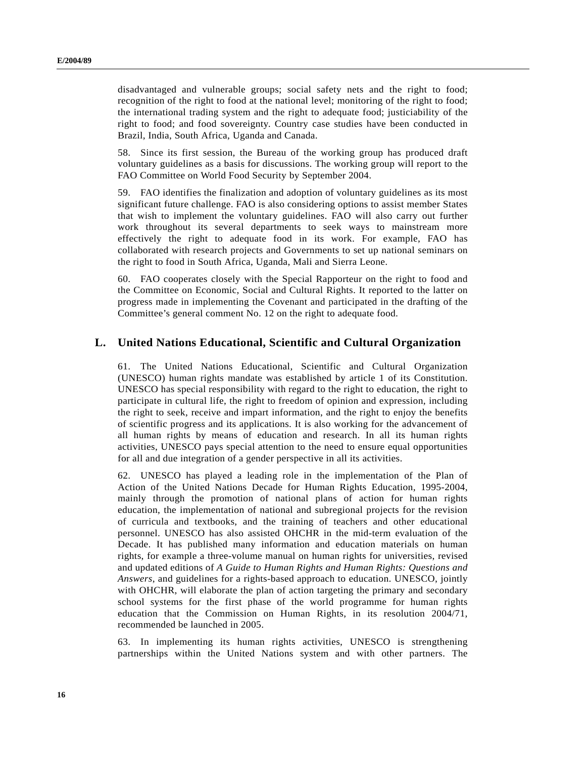disadvantaged and vulnerable groups; social safety nets and the right to food; recognition of the right to food at the national level; monitoring of the right to food; the international trading system and the right to adequate food; justiciability of the right to food; and food sovereignty. Country case studies have been conducted in Brazil, India, South Africa, Uganda and Canada.

58. Since its first session, the Bureau of the working group has produced draft voluntary guidelines as a basis for discussions. The working group will report to the FAO Committee on World Food Security by September 2004.

59. FAO identifies the finalization and adoption of voluntary guidelines as its most significant future challenge. FAO is also considering options to assist member States that wish to implement the voluntary guidelines. FAO will also carry out further work throughout its several departments to seek ways to mainstream more effectively the right to adequate food in its work. For example, FAO has collaborated with research projects and Governments to set up national seminars on the right to food in South Africa, Uganda, Mali and Sierra Leone.

60. FAO cooperates closely with the Special Rapporteur on the right to food and the Committee on Economic, Social and Cultural Rights. It reported to the latter on progress made in implementing the Covenant and participated in the drafting of the Committee's general comment No. 12 on the right to adequate food.

## L. United Nations Educational, Scientific and Cultural Organization

61. The United Nations Educational, Scientific and Cultural Organization (UNESCO) human rights mandate was established by article 1 of its Constitution. UNESCO has special responsibility with regard to the right to education, the right to participate in cultural life, the right to freedom of opinion and expression, including the right to seek, receive and impart information, and the right to enjoy the benefits of scientific progress and its applications. It is also working for the advancement of all human rights by means of education and research. In all its human rights activities, UNESCO pays special attention to the need to ensure equal opportunities for all and due integration of a gender perspective in all its activities.

62. UNESCO has played a leading role in the implementation of the Plan of Action of the United Nations Decade for Human Rights Education, 1995-2004, mainly through the promotion of national plans of action for human rights education, the implementation of national and subregional projects for the revision of curricula and textbooks, and the training of teachers and other educational personnel. UNESCO has also assisted OHCHR in the mid-term evaluation of the Decade. It has published many information and education materials on human rights, for example a three-volume manual on human rights for universities, revised and updated editions of *A Guide to Human Rights and Human Rights: Questions and Answers*, and guidelines for a rights-based approach to education. UNESCO, jointly with OHCHR, will elaborate the plan of action targeting the primary and secondary school systems for the first phase of the world programme for human rights education that the Commission on Human Rights, in its resolution 2004/71, recommended be launched in 2005.

63. In implementing its human rights activities, UNESCO is strengthening partnerships within the United Nations system and with other partners. The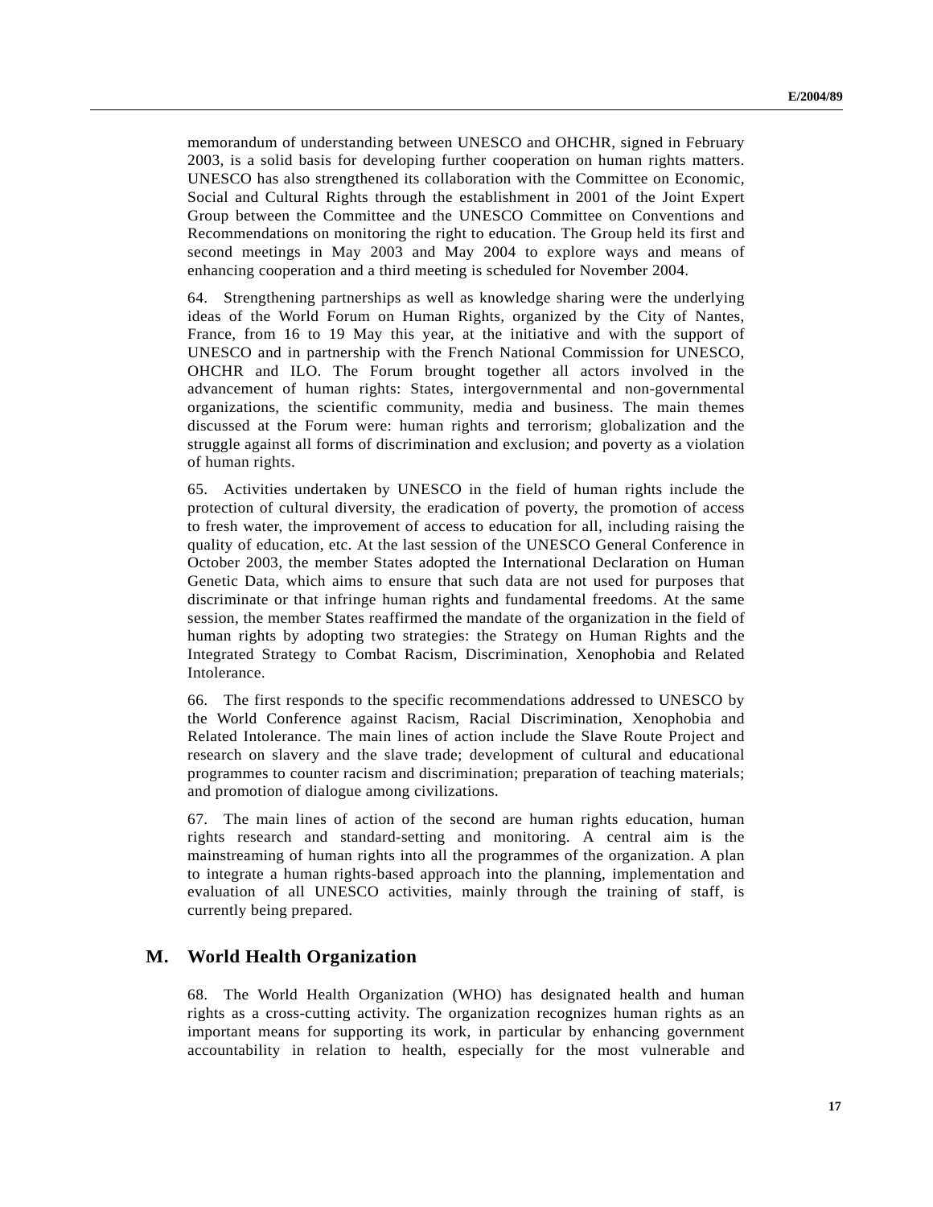memorandum of understanding between UNESCO and OHCHR, signed in February 2003, is a solid basis for developing further cooperation on human rights matters. UNESCO has also strengthened its collaboration with the Committee on Economic, Social and Cultural Rights through the establishment in 2001 of the Joint Expert Group between the Committee and the UNESCO Committee on Conventions and Recommendations on monitoring the right to education. The Group held its first and second meetings in May 2003 and May 2004 to explore ways and means of enhancing cooperation and a third meeting is scheduled for November 2004.

64. Strengthening partnerships as well as knowledge sharing were the underlying ideas of the World Forum on Human Rights, organized by the City of Nantes, France, from 16 to 19 May this year, at the initiative and with the support of UNESCO and in partnership with the French National Commission for UNESCO, OHCHR and ILO. The Forum brought together all actors involved in the advancement of human rights: States, intergovernmental and non-governmental organizations, the scientific community, media and business. The main themes discussed at the Forum were: human rights and terrorism; globalization and the struggle against all forms of discrimination and exclusion; and poverty as a violation of human rights.

65. Activities undertaken by UNESCO in the field of human rights include the protection of cultural diversity, the eradication of poverty, the promotion of access to fresh water, the improvement of access to education for all, including raising the quality of education, etc. At the last session of the UNESCO General Conference in October 2003, the member States adopted the International Declaration on Human Genetic Data, which aims to ensure that such data are not used for purposes that discriminate or that infringe human rights and fundamental freedoms. At the same session, the member States reaffirmed the mandate of the organization in the field of human rights by adopting two strategies: the Strategy on Human Rights and the Integrated Strategy to Combat Racism, Discrimination, Xenophobia and Related Intolerance.

66. The first responds to the specific recommendations addressed to UNESCO by the World Conference against Racism, Racial Discrimination, Xenophobia and Related Intolerance. The main lines of action include the Slave Route Project and research on slavery and the slave trade; development of cultural and educational programmes to counter racism and discrimination; preparation of teaching materials; and promotion of dialogue among civilizations.

67. The main lines of action of the second are human rights education, human rights research and standard-setting and monitoring. A central aim is the mainstreaming of human rights into all the programmes of the organization. A plan to integrate a human rights-based approach into the planning, implementation and evaluation of all UNESCO activities, mainly through the training of staff, is currently being prepared.

## M. World Health Organization

68. The World Health Organization (WHO) has designated health and human rights as a cross-cutting activity. The organization recognizes human rights as an important means for supporting its work, in particular by enhancing government accountability in relation to health, especially for the most vulnerable and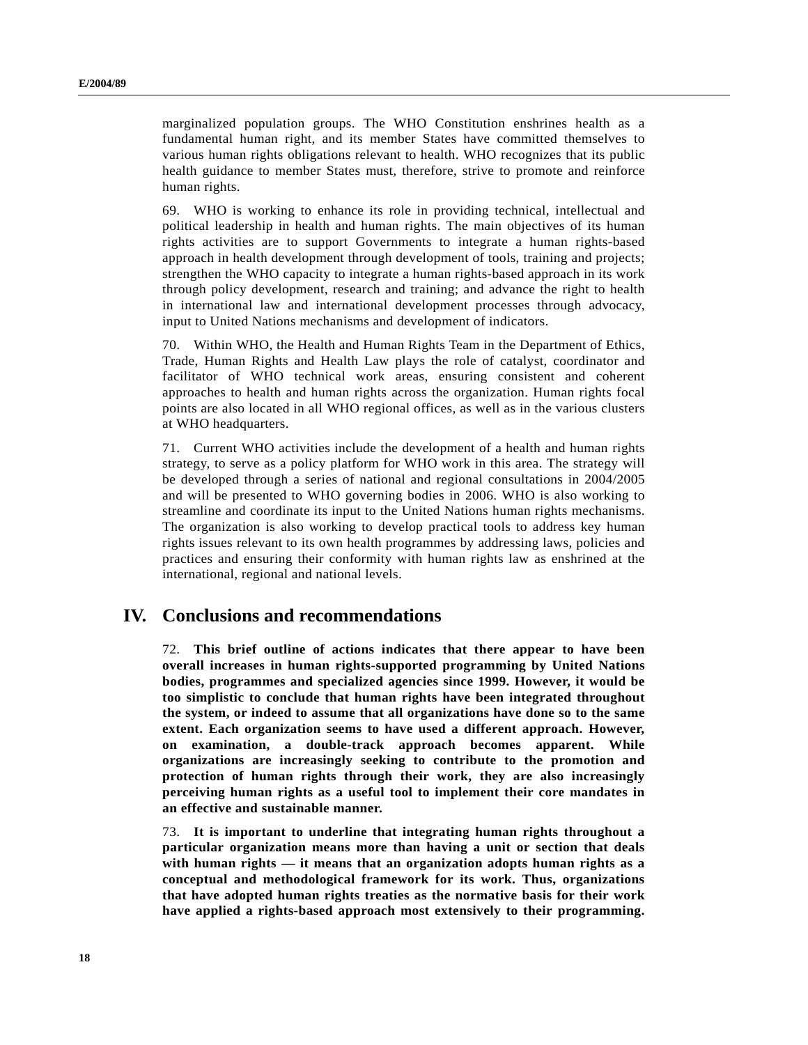marginalized population groups. The WHO Constitution enshrines health as a fundamental human right, and its member States have committed themselves to various human rights obligations relevant to health. WHO recognizes that its public health guidance to member States must, therefore, strive to promote and reinforce human rights.

69. WHO is working to enhance its role in providing technical, intellectual and political leadership in health and human rights. The main objectives of its human rights activities are to support Governments to integrate a human rights-based approach in health development through development of tools, training and projects; strengthen the WHO capacity to integrate a human rights-based approach in its work through policy development, research and training; and advance the right to health in international law and international development processes through advocacy, input to United Nations mechanisms and development of indicators.

70. Within WHO, the Health and Human Rights Team in the Department of Ethics, Trade, Human Rights and Health Law plays the role of catalyst, coordinator and facilitator of WHO technical work areas, ensuring consistent and coherent approaches to health and human rights across the organization. Human rights focal points are also located in all WHO regional offices, as well as in the various clusters at WHO headquarters.

71. Current WHO activities include the development of a health and human rights strategy, to serve as a policy platform for WHO work in this area. The strategy will be developed through a series of national and regional consultations in 2004/2005 and will be presented to WHO governing bodies in 2006. WHO is also working to streamline and coordinate its input to the United Nations human rights mechanisms. The organization is also working to develop practical tools to address key human rights issues relevant to its own health programmes by addressing laws, policies and practices and ensuring their conformity with human rights law as enshrined at the international, regional and national levels.

## IV. Conclusions and recommendations

72. **This brief outline of actions indicates that there appear to have been overall increases in human rights-supported programming by United Nations bodies, programmes and specialized agencies since 1999. However, it would be too simplistic to conclude that human rights have been integrated throughout the system, or indeed to assume that all organizations have done so to the same extent. Each organization seems to have used a different approach. However, on examination, a double-track approach becomes apparent. While organizations are increasingly seeking to contribute to the promotion and protection of human rights through their work, they are also increasingly perceiving human rights as a useful tool to implement their core mandates in an effective and sustainable manner.**

73. **It is important to underline that integrating human rights throughout a particular organization means more than having a unit or section that deals with human rights — it means that an organization adopts human rights as a conceptual and methodological framework for its work. Thus, organizations that have adopted human rights treaties as the normative basis for their work have applied a rights-based approach most extensively to their programming.**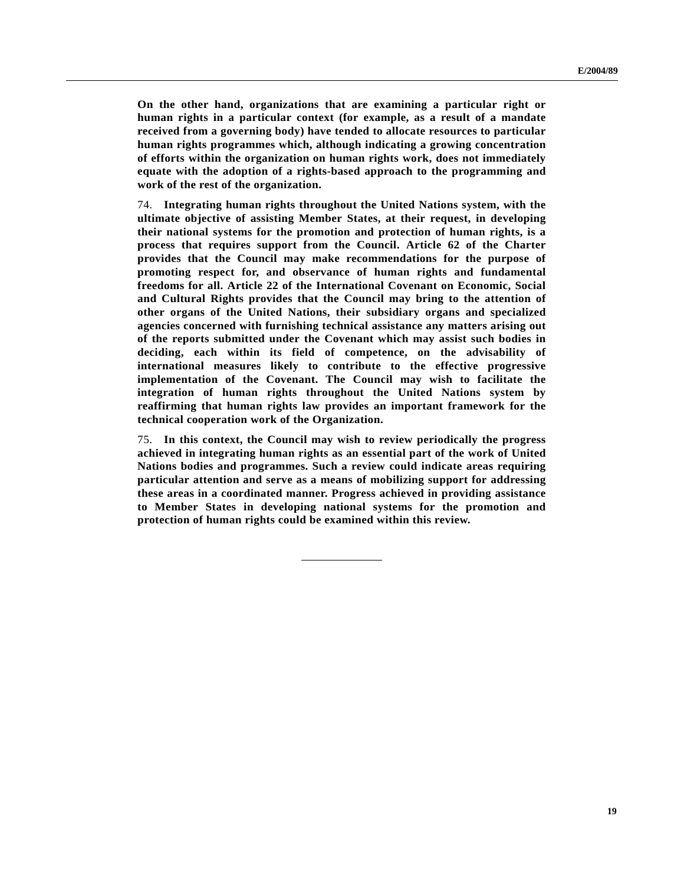**On the other hand, organizations that are examining a particular right or human rights in a particular context (for example, as a result of a mandate received from a governing body) have tended to allocate resources to particular human rights programmes which, although indicating a growing concentration of efforts within the organization on human rights work, does not immediately equate with the adoption of a rights-based approach to the programming and work of the rest of the organization.**

74. **Integrating human rights throughout the United Nations system, with the ultimate objective of assisting Member States, at their request, in developing their national systems for the promotion and protection of human rights, is a process that requires support from the Council. Article 62 of the Charter provides that the Council may make recommendations for the purpose of promoting respect for, and observance of human rights and fundamental freedoms for all. Article 22 of the International Covenant on Economic, Social and Cultural Rights provides that the Council may bring to the attention of other organs of the United Nations, their subsidiary organs and specialized agencies concerned with furnishing technical assistance any matters arising out of the reports submitted under the Covenant which may assist such bodies in deciding, each within its field of competence, on the advisability of international measures likely to contribute to the effective progressive implementation of the Covenant. The Council may wish to facilitate the integration of human rights throughout the United Nations system by reaffirming that human rights law provides an important framework for the technical cooperation work of the Organization.**

75. **In this context, the Council may wish to review periodically the progress achieved in integrating human rights as an essential part of the work of United Nations bodies and programmes. Such a review could indicate areas requiring particular attention and serve as a means of mobilizing support for addressing these areas in a coordinated manner. Progress achieved in providing assistance to Member States in developing national systems for the promotion and protection of human rights could be examined within this review.**